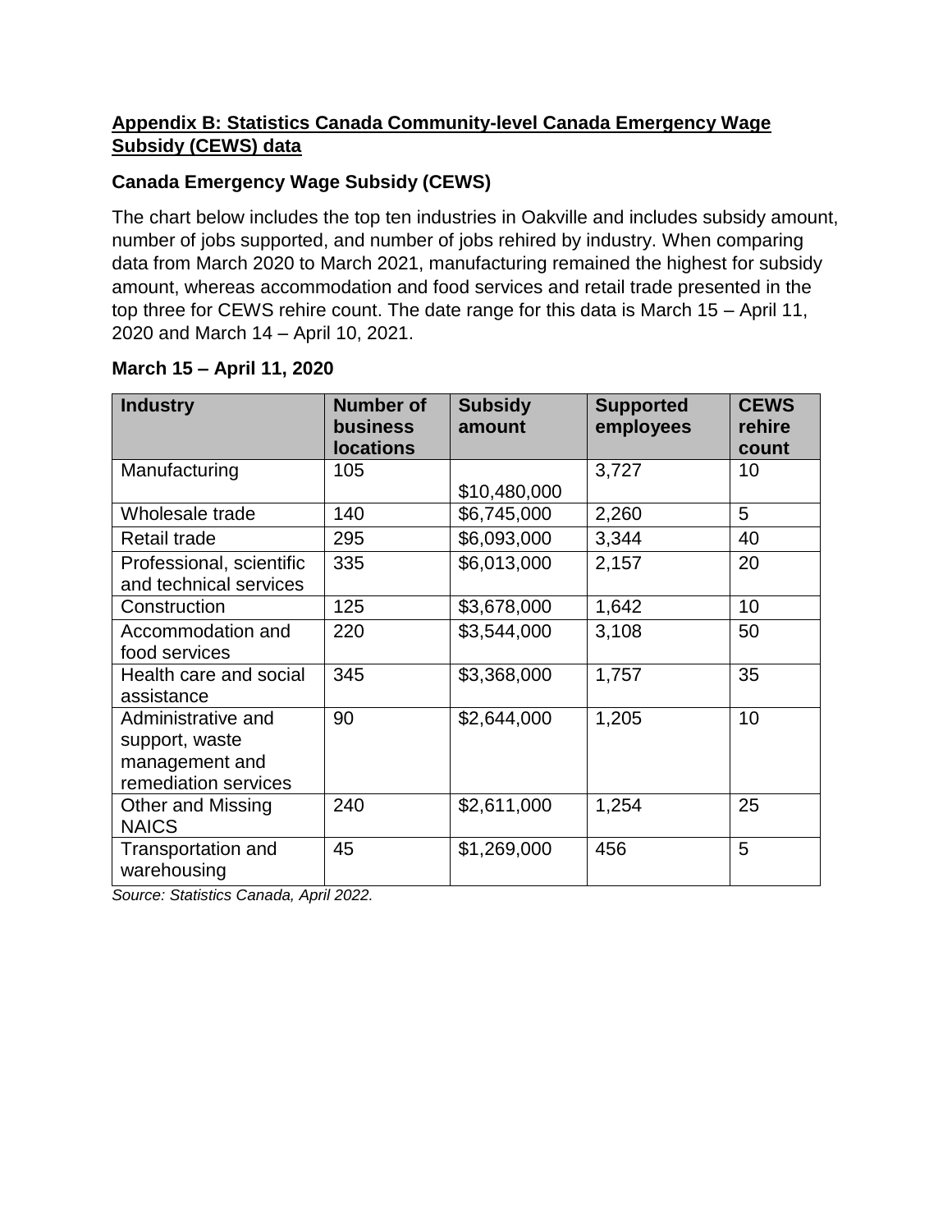## Appendix B: Statistics Canada Community-level Canada Emergency Wage Subsidy (CEWS) data

### Canada Emergency Wage Subsidy (CEWS)

The chart below includes the top ten industries in Oakville and includes subsidy amount, number of jobs supported, and number of jobs rehired by industry. When comparing data from March 2020 to March 2021, manufacturing remained the highest for subsidy amount, whereas accommodation and food services and retail trade presented in the top three for CEWS rehire count. The date range for this data is March 15 – April 11, 2020 and March 14 – April 10, 2021.

**March 15 – April 11, 2020**

| Industry | Number of business locations | Subsidy amount | Supported employees | CEWS rehire count |
|---|---|---|---|---|
| Manufacturing | 105 | $10,480,000 | 3,727 | 10 |
| Wholesale trade | 140 | $6,745,000 | 2,260 | 5 |
| Retail trade | 295 | $6,093,000 | 3,344 | 40 |
| Professional, scientific and technical services | 335 | $6,013,000 | 2,157 | 20 |
| Construction | 125 | $3,678,000 | 1,642 | 10 |
| Accommodation and food services | 220 | $3,544,000 | 3,108 | 50 |
| Health care and social assistance | 345 | $3,368,000 | 1,757 | 35 |
| Administrative and support, waste management and remediation services | 90 | $2,644,000 | 1,205 | 10 |
| Other and Missing NAICS | 240 | $2,611,000 | 1,254 | 25 |
| Transportation and warehousing | 45 | $1,269,000 | 456 | 5 |

*Source: Statistics Canada, April 2022.*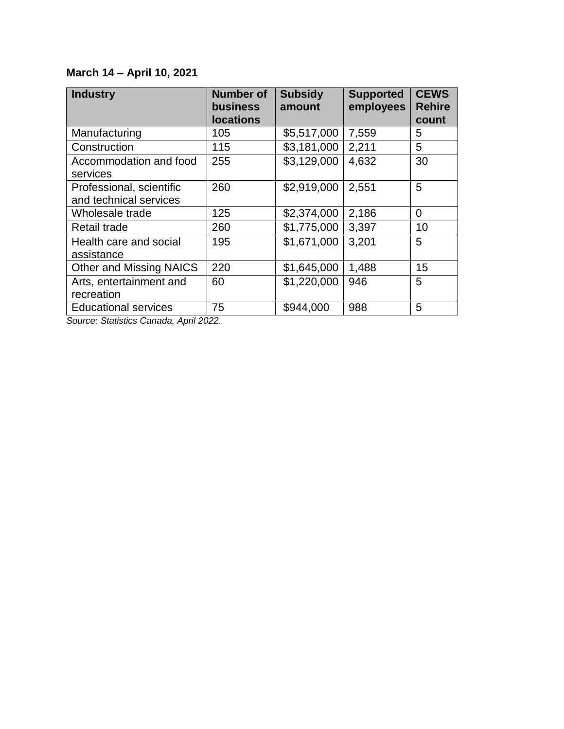**March 14 – April 10, 2021**

| Industry | Number of business locations | Subsidy amount | Supported employees | CEWS Rehire count |
| --- | --- | --- | --- | --- |
| Manufacturing | 105 | $5,517,000 | 7,559 | 5 |
| Construction | 115 | $3,181,000 | 2,211 | 5 |
| Accommodation and food services | 255 | $3,129,000 | 4,632 | 30 |
| Professional, scientific and technical services | 260 | $2,919,000 | 2,551 | 5 |
| Wholesale trade | 125 | $2,374,000 | 2,186 | 0 |
| Retail trade | 260 | $1,775,000 | 3,397 | 10 |
| Health care and social assistance | 195 | $1,671,000 | 3,201 | 5 |
| Other and Missing NAICS | 220 | $1,645,000 | 1,488 | 15 |
| Arts, entertainment and recreation | 60 | $1,220,000 | 946 | 5 |
| Educational services | 75 | $944,000 | 988 | 5 |

*Source: Statistics Canada, April 2022.*